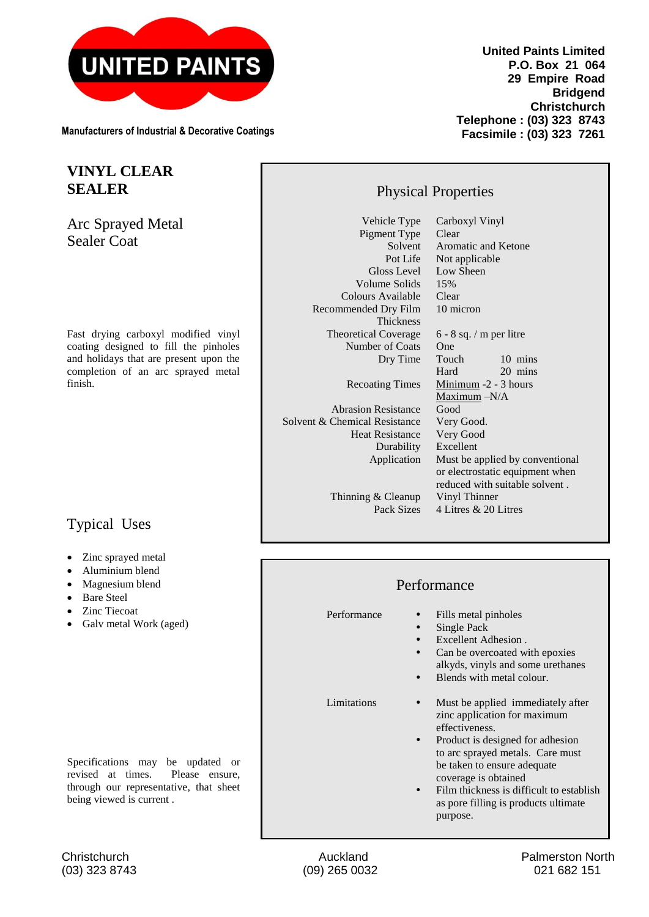**UNITED PAINTS**

Manufacturers of Industrial & Decorative Coatings

**United Paints Limited**
**P.O. Box 21 064**
**29 Empire Road**
**Bridgend**
**Christchurch**
**Telephone : (03) 323 8743**
**Facsimile : (03) 323 7261**

# VINYL CLEAR SEALER

## Arc Sprayed Metal Sealer Coat

Fast drying carboxyl modified vinyl coating designed to fill the pinholes and holidays that are present upon the completion of an arc sprayed metal finish.

## Physical Properties

| Property | Value |
|---|---|
| Vehicle Type | Carboxyl Vinyl |
| Pigment Type | Clear |
| Solvent | Aromatic and Ketone |
| Pot Life | Not applicable |
| Gloss Level | Low Sheen |
| Volume Solids | 15% |
| Colours Available | Clear |
| Recommended Dry Film Thickness | 10 micron |
| Theoretical Coverage | 6 - 8 sq. / m per litre |
| Number of Coats | One |
| Dry Time | Touch 10 mins<br>Hard 20 mins |
| Recoating Times | Minimum -2 - 3 hours<br>Maximum –N/A |
| Abrasion Resistance | Good |
| Solvent & Chemical Resistance | Very Good. |
| Heat Resistance | Very Good |
| Durability | Excellent |
| Application | Must be applied by conventional or electrostatic equipment when reduced with suitable solvent . |
| Thinning & Cleanup | Vinyl Thinner |
| Pack Sizes | 4 Litres & 20 Litres |

## Typical Uses

- Zinc sprayed metal
- Aluminium blend
- Magnesium blend
- Bare Steel
- Zinc Tiecoat
- Galv metal Work (aged)

## Performance

**Performance**

- Fills metal pinholes
- Single Pack
- Excellent Adhesion .
- Can be overcoated with epoxies alkyds, vinyls and some urethanes
- Blends with metal colour.

**Limitations**

- Must be applied immediately after zinc application for maximum effectiveness.
- Product is designed for adhesion to arc sprayed metals. Care must be taken to ensure adequate coverage is obtained
- Film thickness is difficult to establish as pore filling is products ultimate purpose.

Specifications may be updated or revised at times. Please ensure, through our representative, that sheet being viewed is current .

Christchurch (03) 323 8743 | Auckland (09) 265 0032 | Palmerston North 021 682 151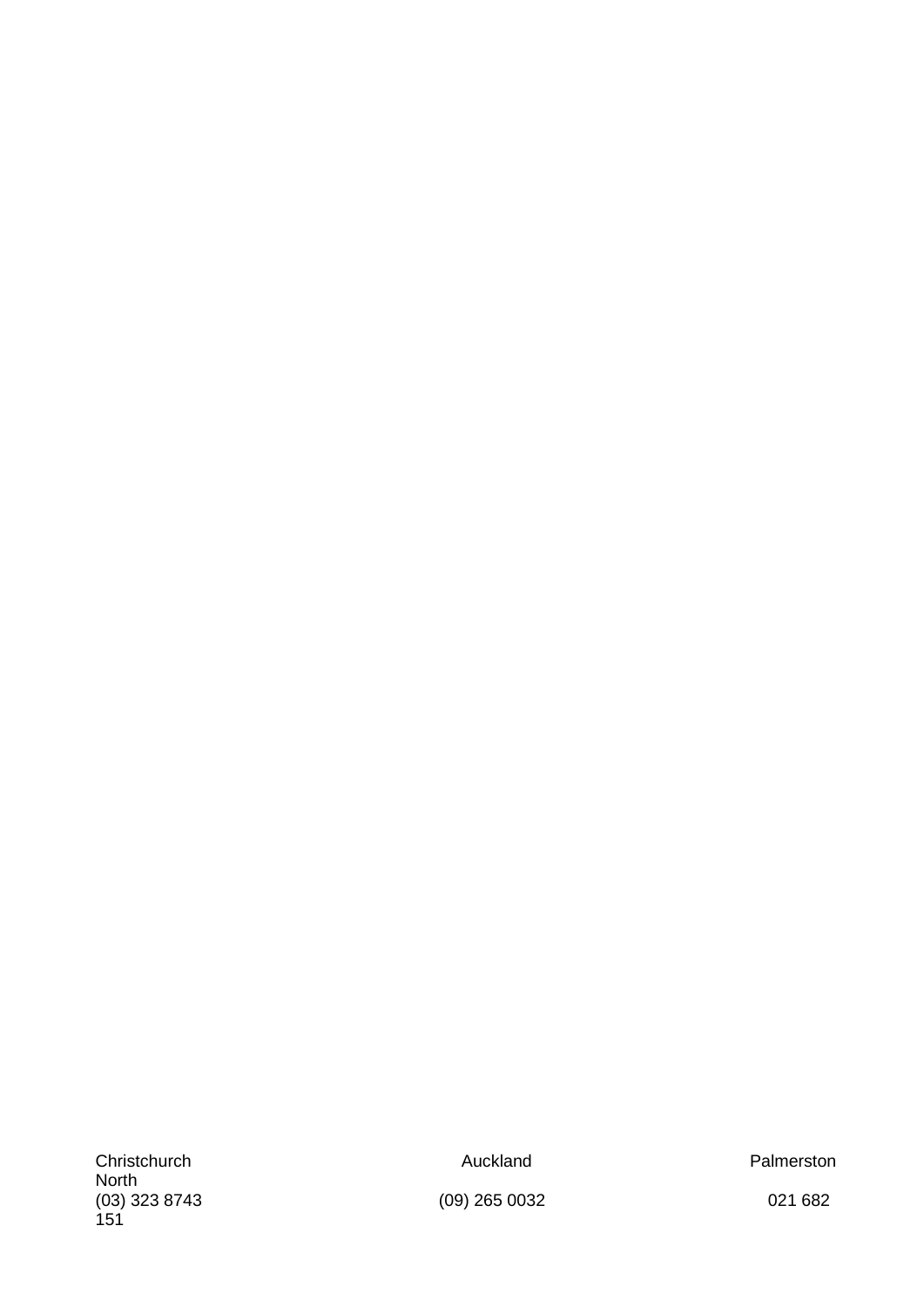| | | |
|---|---|---|
| Christchurch | Auckland | Palmerston North |
| (03) 323 8743 | (09) 265 0032 | 021 682 151 |